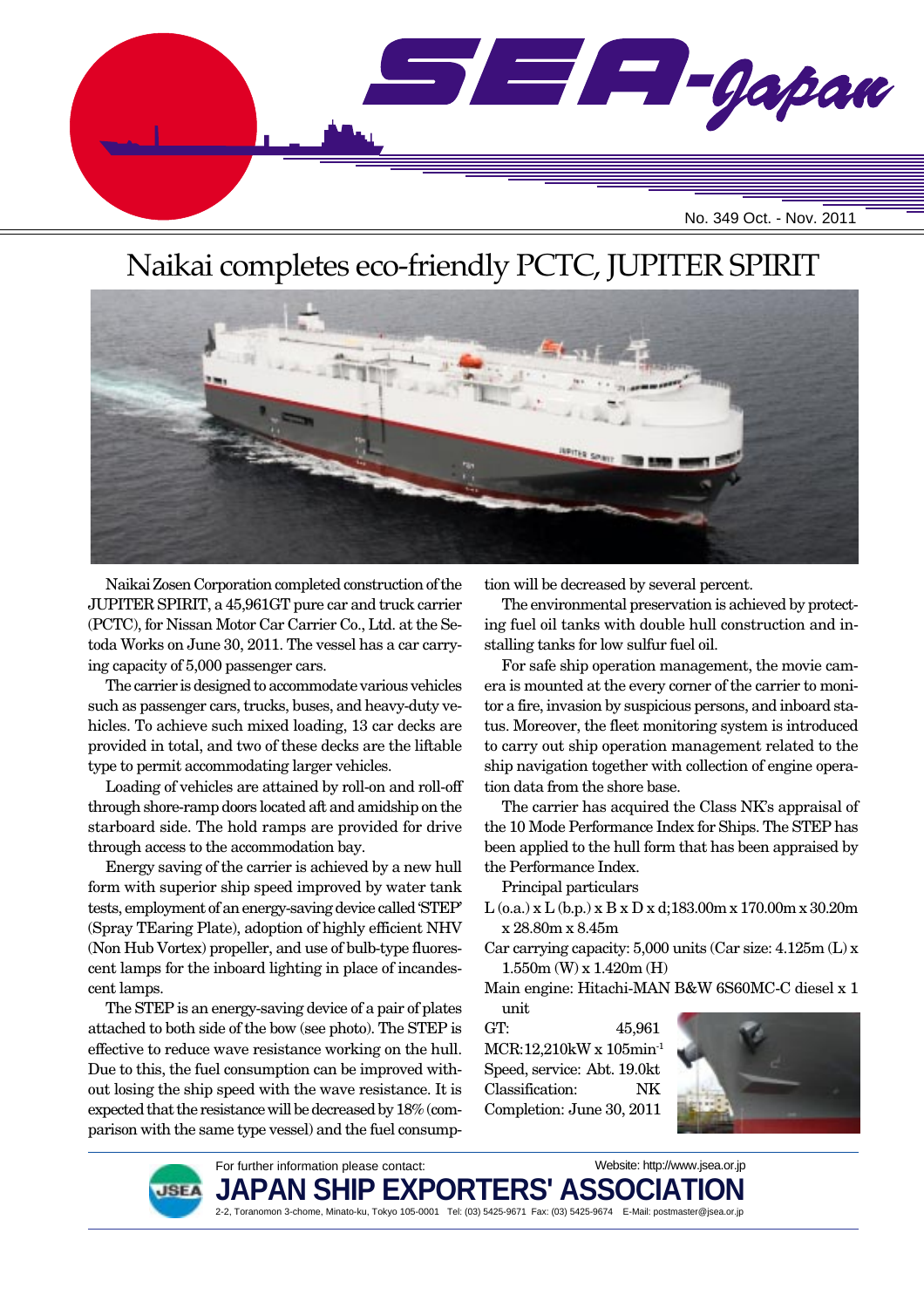# Naikai completes eco-friendly PCTC, JUPITER SPIRIT

Naikai Zosen Corporation completed construction of the JUPITER SPIRIT, a 45,961GT pure car and truck carrier (PCTC), for Nissan Motor Car Carrier Co., Ltd. at the Setoda Works on June 30, 2011. The vessel has a car carrying capacity of 5,000 passenger cars.

The carrier is designed to accommodate various vehicles such as passenger cars, trucks, buses, and heavy-duty vehicles. To achieve such mixed loading, 13 car decks are provided in total, and two of these decks are the liftable type to permit accommodating larger vehicles.

Loading of vehicles are attained by roll-on and roll-off through shore-ramp doors located aft and amidship on the starboard side. The hold ramps are provided for drive through access to the accommodation bay.

Energy saving of the carrier is achieved by a new hull form with superior ship speed improved by water tank tests, employment of an energy-saving device called 'STEP' (Spray TEaring Plate), adoption of highly efficient NHV (Non Hub Vortex) propeller, and use of bulb-type fluorescent lamps for the inboard lighting in place of incandescent lamps.

The STEP is an energy-saving device of a pair of plates attached to both side of the bow (see photo). The STEP is effective to reduce wave resistance working on the hull. Due to this, the fuel consumption can be improved without losing the ship speed with the wave resistance. It is expected that the resistance will be decreased by 18% (comparison with the same type vessel) and the fuel consumption will be decreased by several percent.

The environmental preservation is achieved by protecting fuel oil tanks with double hull construction and installing tanks for low sulfur fuel oil.

For safe ship operation management, the movie camera is mounted at the every corner of the carrier to monitor a fire, invasion by suspicious persons, and inboard status. Moreover, the fleet monitoring system is introduced to carry out ship operation management related to the ship navigation together with collection of engine operation data from the shore base.

The carrier has acquired the Class NK's appraisal of the 10 Mode Performance Index for Ships. The STEP has been applied to the hull form that has been appraised by the Performance Index.

Principal particulars

L (o.a.) x L (b.p.) x B x D x d; 183.00m x 170.00m x 30.20m x 28.80m x 8.45m

Car carrying capacity: 5,000 units (Car size: 4.125m (L) x 1.550m (W) x 1.420m (H)

Main engine: Hitachi-MAN B&W 6S60MC-C diesel x 1 unit

GT: 45,961

MCR: 12,210kW x 105min$^{-1}$

Speed, service: Abt. 19.0kt

Classification: NK

Completion: June 30, 2011

For further information please contact:

Website: http://www.jsea.or.jp

**JAPAN SHIP EXPORTERS' ASSOCIATION**

2-2, Toranomon 3-chome, Minato-ku, Tokyo 105-0001 Tel: (03) 5425-9671 Fax: (03) 5425-9674 E-Mail: postmaster@jsea.or.jp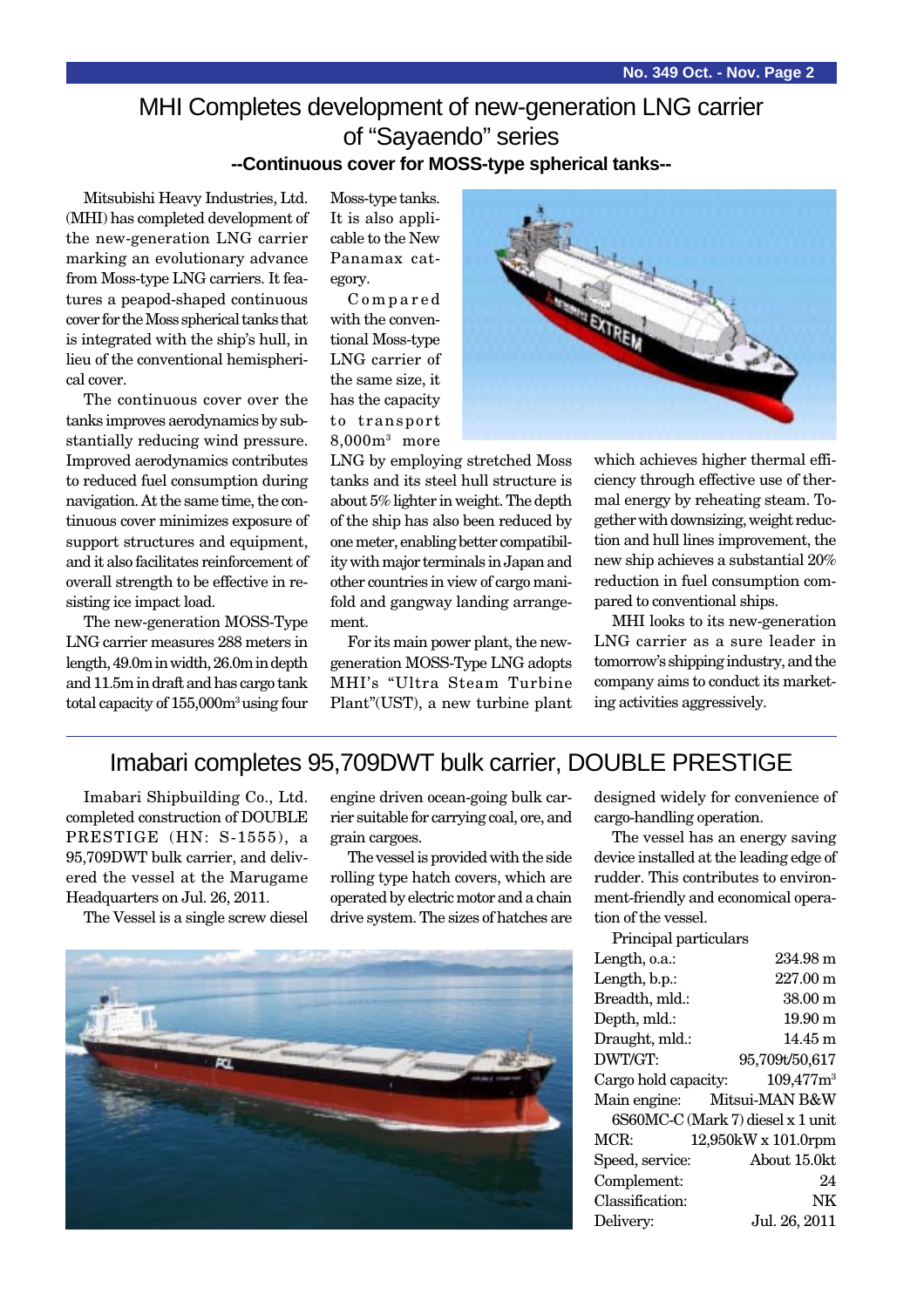## MHI Completes development of new-generation LNG carrier of "Sayaendo" series

### --Continuous cover for MOSS-type spherical tanks--

Mitsubishi Heavy Industries, Ltd. (MHI) has completed development of the new-generation LNG carrier marking an evolutionary advance from Moss-type LNG carriers. It features a peapod-shaped continuous cover for the Moss spherical tanks that is integrated with the ship's hull, in lieu of the conventional hemispherical cover.

The continuous cover over the tanks improves aerodynamics by substantially reducing wind pressure. Improved aerodynamics contributes to reduced fuel consumption during navigation. At the same time, the continuous cover minimizes exposure of support structures and equipment, and it also facilitates reinforcement of overall strength to be effective in resisting ice impact load.

The new-generation MOSS-Type LNG carrier measures 288 meters in length, 49.0m in width, 26.0m in depth and 11.5m in draft and has cargo tank total capacity of 155,000m$^3$ using four Moss-type tanks. It is also applicable to the New Panamax category.

Compared with the conventional Moss-type LNG carrier of the same size, it has the capacity to transport 8,000m$^3$ more LNG by employing stretched Moss tanks and its steel hull structure is about 5% lighter in weight. The depth of the ship has also been reduced by one meter, enabling better compatibility with major terminals in Japan and other countries in view of cargo manifold and gangway landing arrangement.

For its main power plant, the new-generation MOSS-Type LNG adopts MHI's "Ultra Steam Turbine Plant"(UST), a new turbine plant which achieves higher thermal efficiency through effective use of thermal energy by reheating steam. Together with downsizing, weight reduction and hull lines improvement, the new ship achieves a substantial 20% reduction in fuel consumption compared to conventional ships.

MHI looks to its new-generation LNG carrier as a sure leader in tomorrow's shipping industry, and the company aims to conduct its marketing activities aggressively.

## Imabari completes 95,709DWT bulk carrier, DOUBLE PRESTIGE

Imabari Shipbuilding Co., Ltd. completed construction of DOUBLE PRESTIGE (HN: S-1555), a 95,709DWT bulk carrier, and delivered the vessel at the Marugame Headquarters on Jul. 26, 2011.

The Vessel is a single screw diesel engine driven ocean-going bulk carrier suitable for carrying coal, ore, and grain cargoes.

The vessel is provided with the side rolling type hatch covers, which are operated by electric motor and a chain drive system. The sizes of hatches are designed widely for convenience of cargo-handling operation.

The vessel has an energy saving device installed at the leading edge of rudder. This contributes to environment-friendly and economical operation of the vessel.

Principal particulars

| | |
|---|---|
| Length, o.a.: | 234.98 m |
| Length, b.p.: | 227.00 m |
| Breadth, mld.: | 38.00 m |
| Depth, mld.: | 19.90 m |
| Draught, mld.: | 14.45 m |
| DWT/GT: | 95,709t/50,617 |
| Cargo hold capacity: | 109,477m$^3$ |
| Main engine: | Mitsui-MAN B&W 6S60MC-C (Mark 7) diesel x 1 unit |
| MCR: | 12,950kW x 101.0rpm |
| Speed, service: | About 15.0kt |
| Complement: | 24 |
| Classification: | NK |
| Delivery: | Jul. 26, 2011 |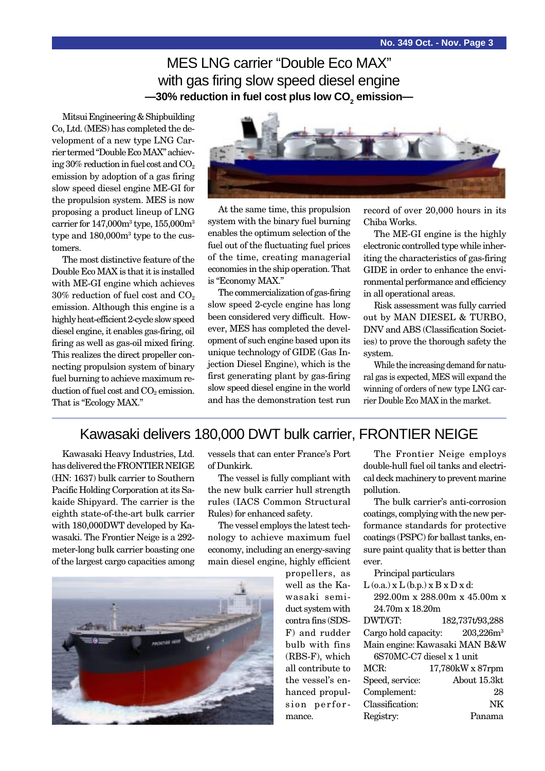# MES LNG carrier "Double Eco MAX" with gas firing slow speed diesel engine

### —30% reduction in fuel cost plus low $CO_2$ emission—

Mitsui Engineering & Shipbuilding Co, Ltd. (MES) has completed the development of a new type LNG Carrier termed "Double Eco MAX" achieving 30% reduction in fuel cost and $CO_2$ emission by adoption of a gas firing slow speed diesel engine ME-GI for the propulsion system. MES is now proposing a product lineup of LNG carrier for 147,000m$^3$ type, 155,000m$^3$ type and 180,000m$^3$ type to the customers.

The most distinctive feature of the Double Eco MAX is that it is installed with ME-GI engine which achieves 30% reduction of fuel cost and $CO_2$ emission. Although this engine is a highly heat-efficient 2-cycle slow speed diesel engine, it enables gas-firing, oil firing as well as gas-oil mixed firing. This realizes the direct propeller connecting propulsion system of binary fuel burning to achieve maximum reduction of fuel cost and $CO_2$ emission. That is "Ecology MAX."

At the same time, this propulsion system with the binary fuel burning enables the optimum selection of the fuel out of the fluctuating fuel prices of the time, creating managerial economies in the ship operation. That is "Economy MAX."

The commercialization of gas-firing slow speed 2-cycle engine has long been considered very difficult. However, MES has completed the development of such engine based upon its unique technology of GIDE (Gas Injection Diesel Engine), which is the first generating plant by gas-firing slow speed diesel engine in the world and has the demonstration test run record of over 20,000 hours in its Chiba Works.

The ME-GI engine is the highly electronic controlled type while inheriting the characteristics of gas-firing GIDE in order to enhance the environmental performance and efficiency in all operational areas.

Risk assessment was fully carried out by MAN DIESEL & TURBO, DNV and ABS (Classification Societies) to prove the thorough safety the system.

While the increasing demand for natural gas is expected, MES will expand the winning of orders of new type LNG carrier Double Eco MAX in the market.

# Kawasaki delivers 180,000 DWT bulk carrier, FRONTIER NEIGE

Kawasaki Heavy Industries, Ltd. has delivered the FRONTIER NEIGE (HN: 1637) bulk carrier to Southern Pacific Holding Corporation at its Sakaide Shipyard. The carrier is the eighth state-of-the-art bulk carrier with 180,000DWT developed by Kawasaki. The Frontier Neige is a 292-meter-long bulk carrier boasting one of the largest cargo capacities among vessels that can enter France's Port of Dunkirk.

The vessel is fully compliant with the new bulk carrier hull strength rules (IACS Common Structural Rules) for enhanced safety.

The vessel employs the latest technology to achieve maximum fuel economy, including an energy-saving main diesel engine, highly efficient propellers, as well as the Kawasaki semi-duct system with contra fins (SDS-F) and rudder bulb with fins (RBS-F), which all contribute to the vessel's enhanced propulsion performance.

The Frontier Neige employs double-hull fuel oil tanks and electrical deck machinery to prevent marine pollution.

The bulk carrier's anti-corrosion coatings, complying with the new performance standards for protective coatings (PSPC) for ballast tanks, ensure paint quality that is better than ever.

Principal particulars

| | |
|---|---|
| L (o.a.) x L (b.p.) x B x D x d: | 292.00m x 288.00m x 45.00m x 24.70m x 18.20m |
| DWT/GT: | 182,737t/93,288 |
| Cargo hold capacity: | 203,226m$^3$ |
| Main engine: | Kawasaki MAN B&W 6S70MC-C7 diesel x 1 unit |
| MCR: | 17,780kW x 87rpm |
| Speed, service: | About 15.3kt |
| Complement: | 28 |
| Classification: | NK |
| Registry: | Panama |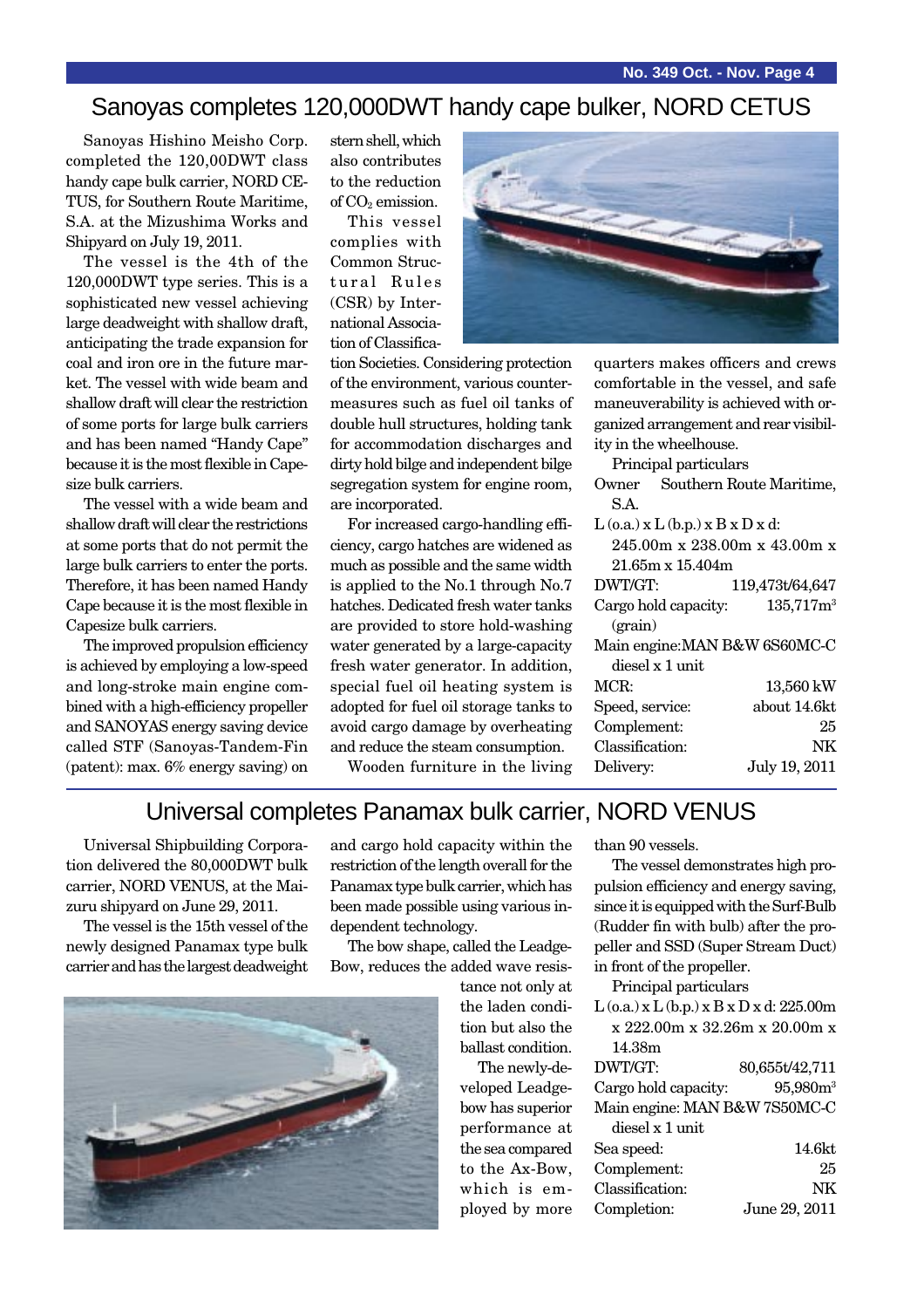# Sanoyas completes 120,000DWT handy cape bulker, NORD CETUS

Sanoyas Hishino Meisho Corp. completed the 120,00DWT class handy cape bulk carrier, NORD CETUS, for Southern Route Maritime, S.A. at the Mizushima Works and Shipyard on July 19, 2011.

The vessel is the 4th of the 120,000DWT type series. This is a sophisticated new vessel achieving large deadweight with shallow draft, anticipating the trade expansion for coal and iron ore in the future market. The vessel with wide beam and shallow draft will clear the restriction of some ports for large bulk carriers and has been named "Handy Cape" because it is the most flexible in Capesize bulk carriers.

The vessel with a wide beam and shallow draft will clear the restrictions at some ports that do not permit the large bulk carriers to enter the ports. Therefore, it has been named Handy Cape because it is the most flexible in Capesize bulk carriers.

The improved propulsion efficiency is achieved by employing a low-speed and long-stroke main engine combined with a high-efficiency propeller and SANOYAS energy saving device called STF (Sanoyas-Tandem-Fin (patent): max. 6% energy saving) on stern shell, which also contributes to the reduction of $CO_2$ emission.

This vessel complies with Common Structural Rules (CSR) by International Association of Classification Societies. Considering protection of the environment, various countermeasures such as fuel oil tanks of double hull structures, holding tank for accommodation discharges and dirty hold bilge and independent bilge segregation system for engine room, are incorporated.

For increased cargo-handling efficiency, cargo hatches are widened as much as possible and the same width is applied to the No.1 through No.7 hatches. Dedicated fresh water tanks are provided to store hold-washing water generated by a large-capacity fresh water generator. In addition, special fuel oil heating system is adopted for fuel oil storage tanks to avoid cargo damage by overheating and reduce the steam consumption.

Wooden furniture in the living quarters makes officers and crews comfortable in the vessel, and safe maneuverability is achieved with organized arrangement and rear visibility in the wheelhouse.

Principal particulars

| | |
|---|---|
| Owner | Southern Route Maritime, S.A. |
| L (o.a.) x L (b.p.) x B x D x d: | 245.00m x 238.00m x 43.00m x 21.65m x 15.404m |
| DWT/GT: | 119,473t/64,647 |
| Cargo hold capacity: (grain) | 135,717m$^3$ |
| Main engine: | MAN B&W 6S60MC-C diesel x 1 unit |
| MCR: | 13,560 kW |
| Speed, service: | about 14.6kt |
| Complement: | 25 |
| Classification: | NK |
| Delivery: | July 19, 2011 |

# Universal completes Panamax bulk carrier, NORD VENUS

Universal Shipbuilding Corporation delivered the 80,000DWT bulk carrier, NORD VENUS, at the Maizuru shipyard on June 29, 2011.

The vessel is the 15th vessel of the newly designed Panamax type bulk carrier and has the largest deadweight and cargo hold capacity within the restriction of the length overall for the Panamax type bulk carrier, which has been made possible using various independent technology.

The bow shape, called the Leadge-Bow, reduces the added wave resistance not only at the laden condition but also the ballast condition.

The newly-developed Leadge-bow has superior performance at the sea compared to the Ax-Bow, which is employed by more than 90 vessels.

The vessel demonstrates high propulsion efficiency and energy saving, since it is equipped with the Surf-Bulb (Rudder fin with bulb) after the propeller and SSD (Super Stream Duct) in front of the propeller.

Principal particulars

| | |
|---|---|
| L (o.a.) x L (b.p.) x B x D x d: | 225.00m x 222.00m x 32.26m x 20.00m x 14.38m |
| DWT/GT: | 80,655t/42,711 |
| Cargo hold capacity: | 95,980m$^3$ |
| Main engine: | MAN B&W 7S50MC-C diesel x 1 unit |
| Sea speed: | 14.6kt |
| Complement: | 25 |
| Classification: | NK |
| Completion: | June 29, 2011 |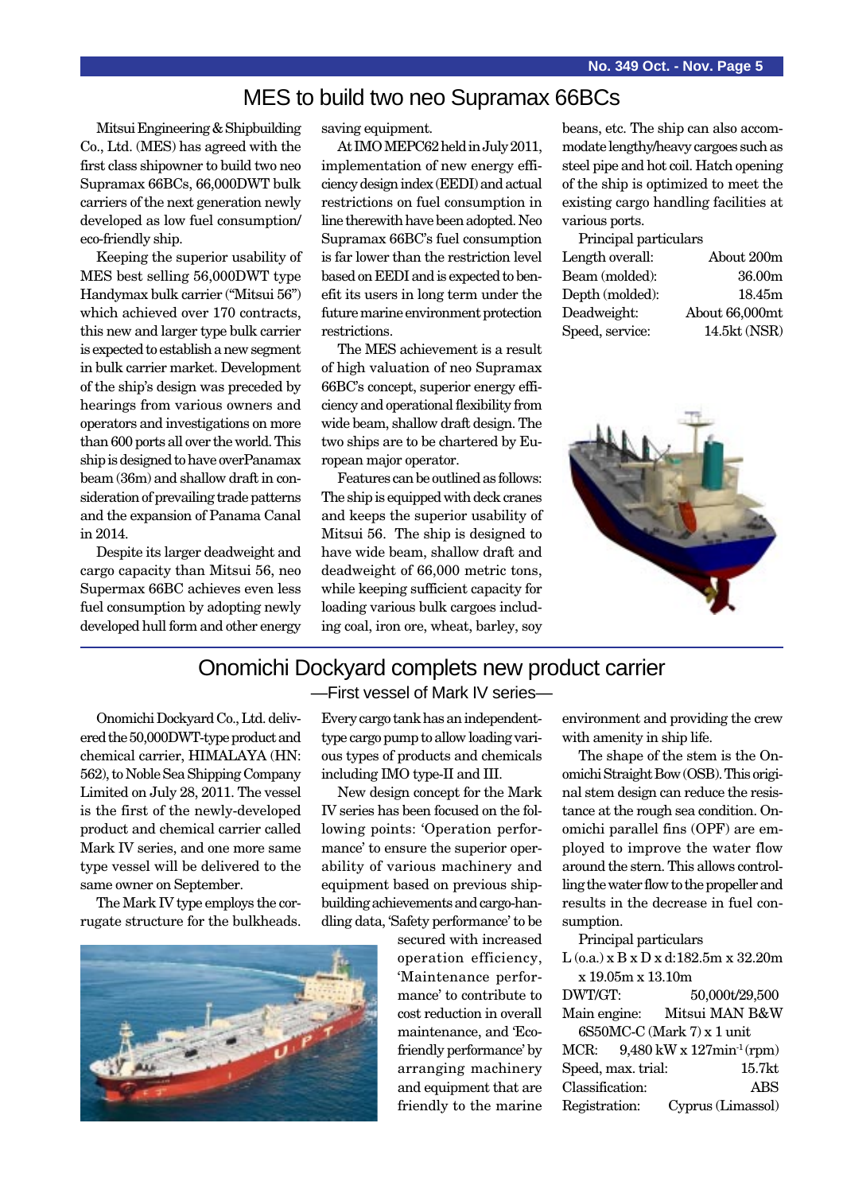# MES to build two neo Supramax 66BCs

Mitsui Engineering & Shipbuilding Co., Ltd. (MES) has agreed with the first class shipowner to build two neo Supramax 66BCs, 66,000DWT bulk carriers of the next generation newly developed as low fuel consumption/ eco-friendly ship.

Keeping the superior usability of MES best selling 56,000DWT type Handymax bulk carrier ("Mitsui 56") which achieved over 170 contracts, this new and larger type bulk carrier is expected to establish a new segment in bulk carrier market. Development of the ship's design was preceded by hearings from various owners and operators and investigations on more than 600 ports all over the world. This ship is designed to have overPanamax beam (36m) and shallow draft in consideration of prevailing trade patterns and the expansion of Panama Canal in 2014.

Despite its larger deadweight and cargo capacity than Mitsui 56, neo Supermax 66BC achieves even less fuel consumption by adopting newly developed hull form and other energy saving equipment.

At IMO MEPC62 held in July 2011, implementation of new energy efficiency design index (EEDI) and actual restrictions on fuel consumption in line therewith have been adopted. Neo Supramax 66BC's fuel consumption is far lower than the restriction level based on EEDI and is expected to benefit its users in long term under the future marine environment protection restrictions.

The MES achievement is a result of high valuation of neo Supramax 66BC's concept, superior energy efficiency and operational flexibility from wide beam, shallow draft design. The two ships are to be chartered by European major operator.

Features can be outlined as follows: The ship is equipped with deck cranes and keeps the superior usability of Mitsui 56. The ship is designed to have wide beam, shallow draft and deadweight of 66,000 metric tons, while keeping sufficient capacity for loading various bulk cargoes including coal, iron ore, wheat, barley, soy beans, etc. The ship can also accommodate lengthy/heavy cargoes such as steel pipe and hot coil. Hatch opening of the ship is optimized to meet the existing cargo handling facilities at various ports.

Principal particulars

| | |
|---|---|
| Length overall: | About 200m |
| Beam (molded): | 36.00m |
| Depth (molded): | 18.45m |
| Deadweight: | About 66,000mt |
| Speed, service: | 14.5kt (NSR) |

# Onomichi Dockyard completes new product carrier

## —First vessel of Mark IV series—

Onomichi Dockyard Co., Ltd. delivered the 50,000DWT-type product and chemical carrier, HIMALAYA (HN: 562), to Noble Sea Shipping Company Limited on July 28, 2011. The vessel is the first of the newly-developed product and chemical carrier called Mark IV series, and one more same type vessel will be delivered to the same owner on September.

The Mark IV type employs the corrugate structure for the bulkheads. Every cargo tank has an independent-type cargo pump to allow loading various types of products and chemicals including IMO type-II and III.

New design concept for the Mark IV series has been focused on the following points: 'Operation performance' to ensure the superior operability of various machinery and equipment based on previous shipbuilding achievements and cargo-handling data, 'Safety performance' to be secured with increased operation efficiency, 'Maintenance performance' to contribute to cost reduction in overall maintenance, and 'Eco-friendly performance' by arranging machinery and equipment that are friendly to the marine environment and providing the crew with amenity in ship life.

The shape of the stem is the Onomichi Straight Bow (OSB). This original stem design can reduce the resistance at the rough sea condition. Onomichi parallel fins (OPF) are employed to improve the water flow around the stern. This allows controlling the water flow to the propeller and results in the decrease in fuel consumption.

Principal particulars

L (o.a.) x B x D x d: 182.5m x 32.20m x 19.05m x 13.10m

DWT/GT: 50,000t/29,500

Main engine: Mitsui MAN B&W 6S50MC-C (Mark 7) x 1 unit

MCR: 9,480 kW x 127min$^{-1}$ (rpm)

Speed, max. trial: 15.7kt

Classification: ABS

Registration: Cyprus (Limassol)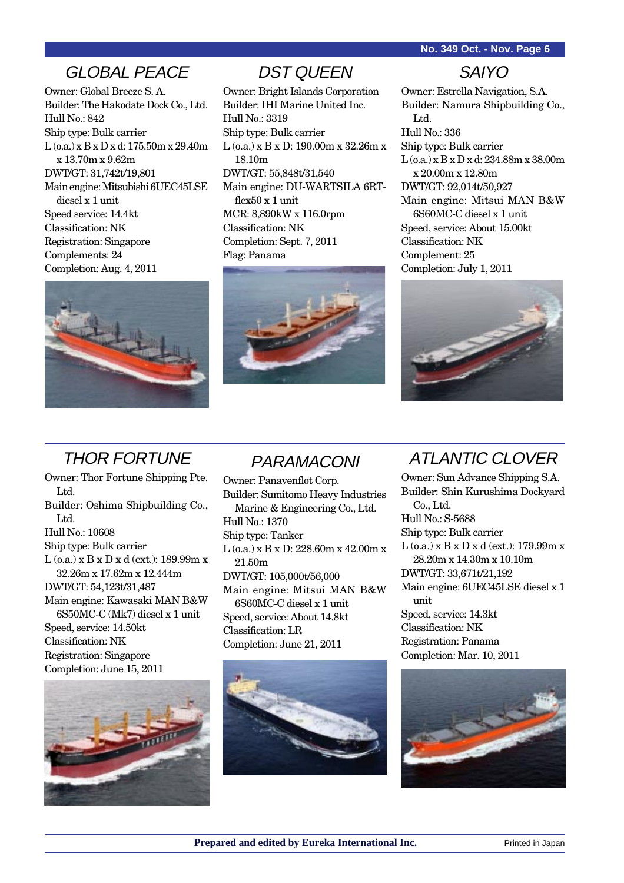## GLOBAL PEACE

Owner: Global Breeze S. A.
Builder: The Hakodate Dock Co., Ltd.
Hull No.: 842
Ship type: Bulk carrier
L (o.a.) x B x D x d: 175.50m x 29.40m x 13.70m x 9.62m
DWT/GT: 31,742t/19,801
Main engine: Mitsubishi 6UEC45LSE diesel x 1 unit
Speed service: 14.4kt
Classification: NK
Registration: Singapore
Complements: 24
Completion: Aug. 4, 2011

## DST QUEEN

Owner: Bright Islands Corporation
Builder: IHI Marine United Inc.
Hull No.: 3319
Ship type: Bulk carrier
L (o.a.) x B x D: 190.00m x 32.26m x 18.10m
DWT/GT: 55,848t/31,540
Main engine: DU-WARTSILA 6RT-flex50 x 1 unit
MCR: 8,890kW x 116.0rpm
Classification: NK
Completion: Sept. 7, 2011
Flag: Panama

## SAIYO

Owner: Estrella Navigation, S.A.
Builder: Namura Shipbuilding Co., Ltd.
Hull No.: 336
Ship type: Bulk carrier
L (o.a.) x B x D x d: 234.88m x 38.00m x 20.00m x 12.80m
DWT/GT: 92,014t/50,927
Main engine: Mitsui MAN B&W 6S60MC-C diesel x 1 unit
Speed, service: About 15.00kt
Classification: NK
Complement: 25
Completion: July 1, 2011

## THOR FORTUNE

Owner: Thor Fortune Shipping Pte. Ltd.
Builder: Oshima Shipbuilding Co., Ltd.
Hull No.: 10608
Ship type: Bulk carrier
L (o.a.) x B x D x d (ext.): 189.99m x 32.26m x 17.62m x 12.444m
DWT/GT: 54,123t/31,487
Main engine: Kawasaki MAN B&W 6S50MC-C (Mk7) diesel x 1 unit
Speed, service: 14.50kt
Classification: NK
Registration: Singapore
Completion: June 15, 2011

## PARAMACONI

Owner: Panavenflot Corp.
Builder: Sumitomo Heavy Industries Marine & Engineering Co., Ltd.
Hull No.: 1370
Ship type: Tanker
L (o.a.) x B x D: 228.60m x 42.00m x 21.50m
DWT/GT: 105,000t/56,000
Main engine: Mitsui MAN B&W 6S60MC-C diesel x 1 unit
Speed, service: About 14.8kt
Classification: LR
Completion: June 21, 2011

## ATLANTIC CLOVER

Owner: Sun Advance Shipping S.A.
Builder: Shin Kurushima Dockyard Co., Ltd.
Hull No.: S-5688
Ship type: Bulk carrier
L (o.a.) x B x D x d (ext.): 179.99m x 28.20m x 14.30m x 10.10m
DWT/GT: 33,671t/21,192
Main engine: 6UEC45LSE diesel x 1 unit
Speed, service: 14.3kt
Classification: NK
Registration: Panama
Completion: Mar. 10, 2011